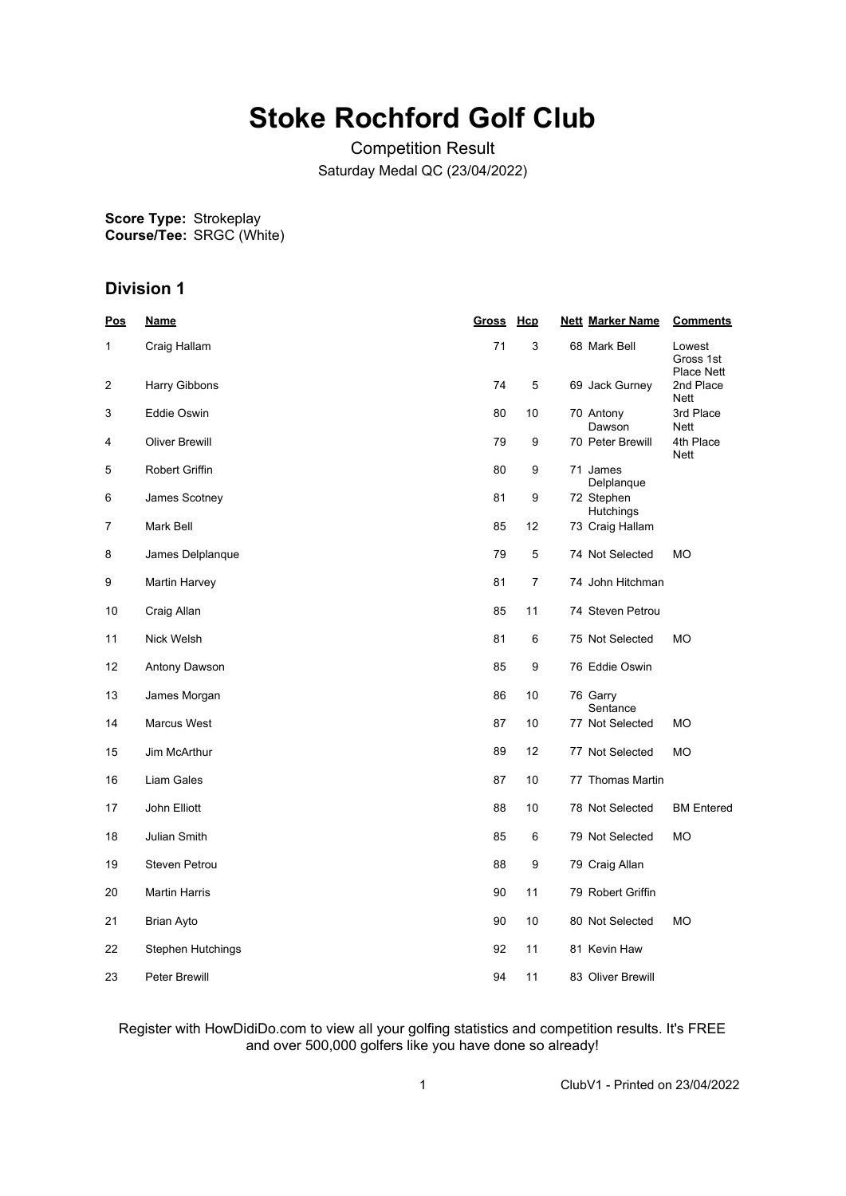# Stoke Rochford Golf Club

Competition Result

Saturday Medal QC (23/04/2022)

**Score Type:** Strokeplay
**Course/Tee:** SRGC (White)

## Division 1

| Pos | Name | Gross | Hcp | Nett | Marker Name | Comments |
|---|---|---|---|---|---|---|
| 1 | Craig Hallam | 71 | 3 | 68 | Mark Bell | Lowest Gross 1st Place Nett |
| 2 | Harry Gibbons | 74 | 5 | 69 | Jack Gurney | 2nd Place Nett |
| 3 | Eddie Oswin | 80 | 10 | 70 | Antony Dawson | 3rd Place Nett |
| 4 | Oliver Brewill | 79 | 9 | 70 | Peter Brewill | 4th Place Nett |
| 5 | Robert Griffin | 80 | 9 | 71 | James Delplanque | |
| 6 | James Scotney | 81 | 9 | 72 | Stephen Hutchings | |
| 7 | Mark Bell | 85 | 12 | 73 | Craig Hallam | |
| 8 | James Delplanque | 79 | 5 | 74 | Not Selected | MO |
| 9 | Martin Harvey | 81 | 7 | 74 | John Hitchman | |
| 10 | Craig Allan | 85 | 11 | 74 | Steven Petrou | |
| 11 | Nick Welsh | 81 | 6 | 75 | Not Selected | MO |
| 12 | Antony Dawson | 85 | 9 | 76 | Eddie Oswin | |
| 13 | James Morgan | 86 | 10 | 76 | Garry Sentance | |
| 14 | Marcus West | 87 | 10 | 77 | Not Selected | MO |
| 15 | Jim McArthur | 89 | 12 | 77 | Not Selected | MO |
| 16 | Liam Gales | 87 | 10 | 77 | Thomas Martin | |
| 17 | John Elliott | 88 | 10 | 78 | Not Selected | BM Entered |
| 18 | Julian Smith | 85 | 6 | 79 | Not Selected | MO |
| 19 | Steven Petrou | 88 | 9 | 79 | Craig Allan | |
| 20 | Martin Harris | 90 | 11 | 79 | Robert Griffin | |
| 21 | Brian Ayto | 90 | 10 | 80 | Not Selected | MO |
| 22 | Stephen Hutchings | 92 | 11 | 81 | Kevin Haw | |
| 23 | Peter Brewill | 94 | 11 | 83 | Oliver Brewill | |

Register with HowDidiDo.com to view all your golfing statistics and competition results. It's FREE and over 500,000 golfers like you have done so already!

ClubV1 - Printed on 23/04/2022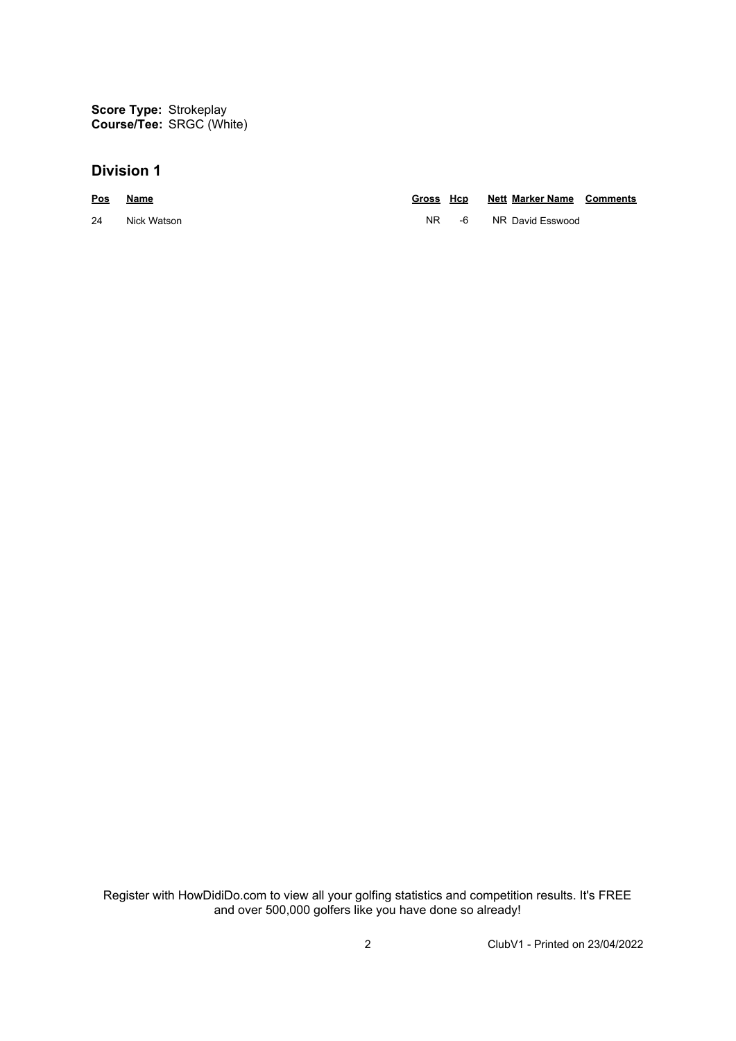**Score Type:** Strokeplay
**Course/Tee:** SRGC (White)

## Division 1

| Pos | Name | Gross | Hcp | Nett | Marker Name | Comments |
|---|---|---|---|---|---|---|
| 24 | Nick Watson | NR | -6 | NR | David Esswood | |

Register with HowDidiDo.com to view all your golfing statistics and competition results. It's FREE and over 500,000 golfers like you have done so already!

ClubV1 - Printed on 23/04/2022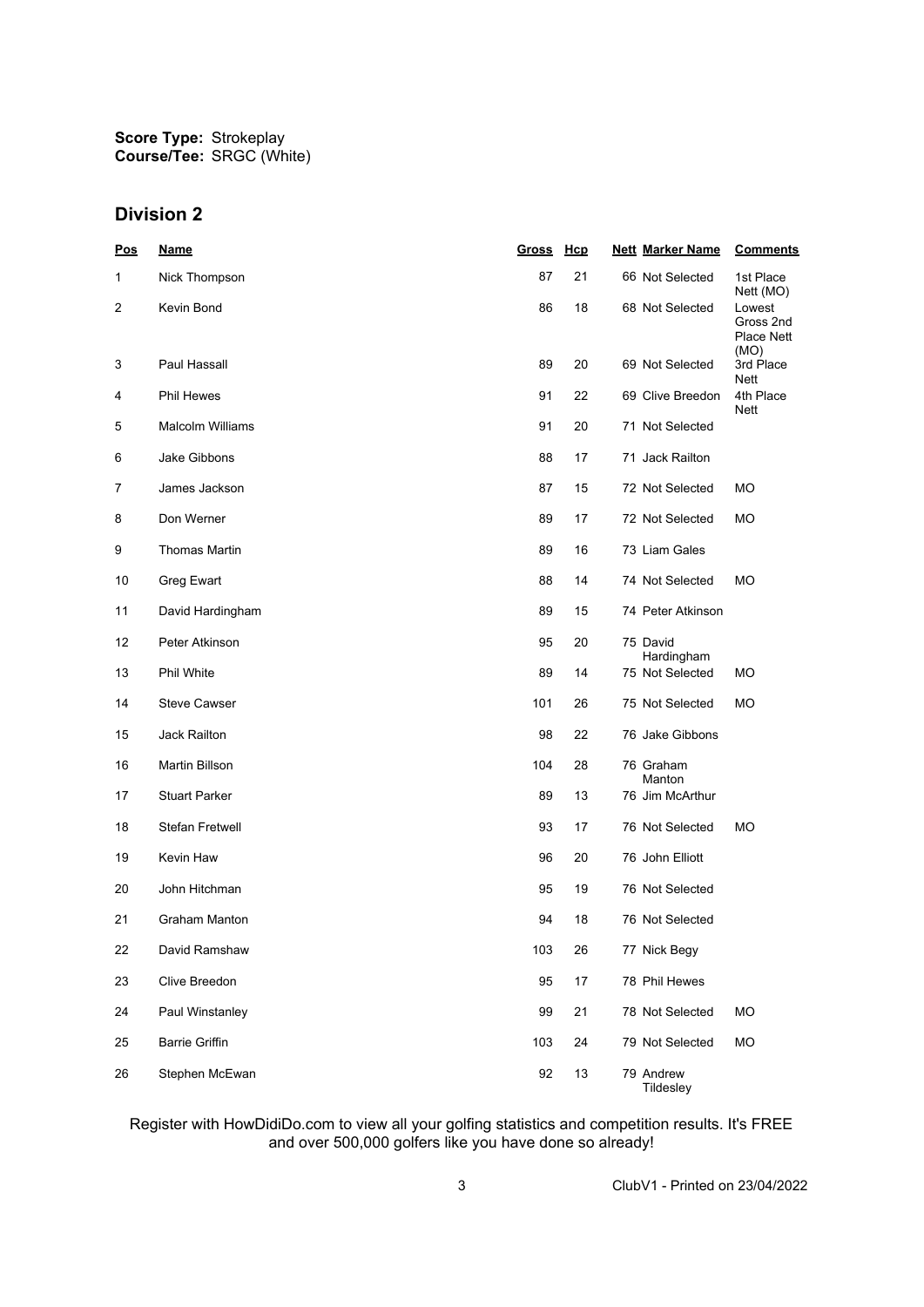**Score Type:** Strokeplay
**Course/Tee:** SRGC (White)

## Division 2

| Pos | Name | Gross | Hcp | Nett | Marker Name | Comments |
|---|---|---|---|---|---|---|
| 1 | Nick Thompson | 87 | 21 | 66 | Not Selected | 1st Place Nett (MO) |
| 2 | Kevin Bond | 86 | 18 | 68 | Not Selected | Lowest Gross 2nd Place Nett (MO) |
| 3 | Paul Hassall | 89 | 20 | 69 | Not Selected | 3rd Place Nett |
| 4 | Phil Hewes | 91 | 22 | 69 | Clive Breedon | 4th Place Nett |
| 5 | Malcolm Williams | 91 | 20 | 71 | Not Selected | |
| 6 | Jake Gibbons | 88 | 17 | 71 | Jack Railton | |
| 7 | James Jackson | 87 | 15 | 72 | Not Selected | MO |
| 8 | Don Werner | 89 | 17 | 72 | Not Selected | MO |
| 9 | Thomas Martin | 89 | 16 | 73 | Liam Gales | |
| 10 | Greg Ewart | 88 | 14 | 74 | Not Selected | MO |
| 11 | David Hardingham | 89 | 15 | 74 | Peter Atkinson | |
| 12 | Peter Atkinson | 95 | 20 | 75 | David Hardingham | |
| 13 | Phil White | 89 | 14 | 75 | Not Selected | MO |
| 14 | Steve Cawser | 101 | 26 | 75 | Not Selected | MO |
| 15 | Jack Railton | 98 | 22 | 76 | Jake Gibbons | |
| 16 | Martin Billson | 104 | 28 | 76 | Graham Manton | |
| 17 | Stuart Parker | 89 | 13 | 76 | Jim McArthur | |
| 18 | Stefan Fretwell | 93 | 17 | 76 | Not Selected | MO |
| 19 | Kevin Haw | 96 | 20 | 76 | John Elliott | |
| 20 | John Hitchman | 95 | 19 | 76 | Not Selected | |
| 21 | Graham Manton | 94 | 18 | 76 | Not Selected | |
| 22 | David Ramshaw | 103 | 26 | 77 | Nick Begy | |
| 23 | Clive Breedon | 95 | 17 | 78 | Phil Hewes | |
| 24 | Paul Winstanley | 99 | 21 | 78 | Not Selected | MO |
| 25 | Barrie Griffin | 103 | 24 | 79 | Not Selected | MO |
| 26 | Stephen McEwan | 92 | 13 | 79 | Andrew Tildesley | |

Register with HowDidiDo.com to view all your golfing statistics and competition results. It's FREE and over 500,000 golfers like you have done so already!

ClubV1 - Printed on 23/04/2022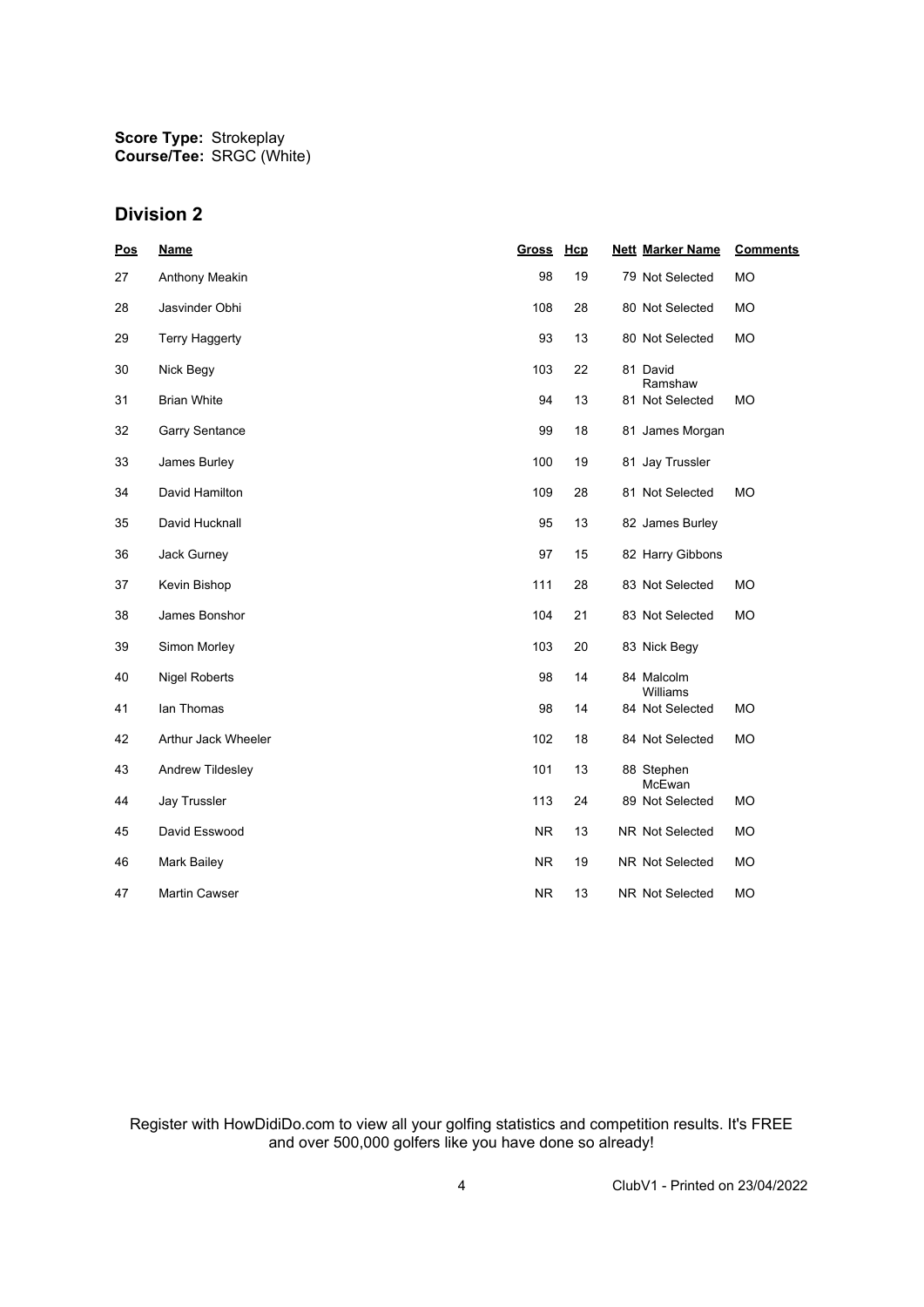**Score Type:** Strokeplay
**Course/Tee:** SRGC (White)

## Division 2

| Pos | Name | Gross | Hcp | Nett | Marker Name | Comments |
|---|---|---|---|---|---|---|
| 27 | Anthony Meakin | 98 | 19 | 79 | Not Selected | MO |
| 28 | Jasvinder Obhi | 108 | 28 | 80 | Not Selected | MO |
| 29 | Terry Haggerty | 93 | 13 | 80 | Not Selected | MO |
| 30 | Nick Begy | 103 | 22 | 81 | David Ramshaw | |
| 31 | Brian White | 94 | 13 | 81 | Not Selected | MO |
| 32 | Garry Sentance | 99 | 18 | 81 | James Morgan | |
| 33 | James Burley | 100 | 19 | 81 | Jay Trussler | |
| 34 | David Hamilton | 109 | 28 | 81 | Not Selected | MO |
| 35 | David Hucknall | 95 | 13 | 82 | James Burley | |
| 36 | Jack Gurney | 97 | 15 | 82 | Harry Gibbons | |
| 37 | Kevin Bishop | 111 | 28 | 83 | Not Selected | MO |
| 38 | James Bonshor | 104 | 21 | 83 | Not Selected | MO |
| 39 | Simon Morley | 103 | 20 | 83 | Nick Begy | |
| 40 | Nigel Roberts | 98 | 14 | 84 | Malcolm Williams | |
| 41 | Ian Thomas | 98 | 14 | 84 | Not Selected | MO |
| 42 | Arthur Jack Wheeler | 102 | 18 | 84 | Not Selected | MO |
| 43 | Andrew Tildesley | 101 | 13 | 88 | Stephen McEwan | |
| 44 | Jay Trussler | 113 | 24 | 89 | Not Selected | MO |
| 45 | David Esswood | NR | 13 | NR | Not Selected | MO |
| 46 | Mark Bailey | NR | 19 | NR | Not Selected | MO |
| 47 | Martin Cawser | NR | 13 | NR | Not Selected | MO |

Register with HowDidiDo.com to view all your golfing statistics and competition results. It's FREE and over 500,000 golfers like you have done so already!

ClubV1 - Printed on 23/04/2022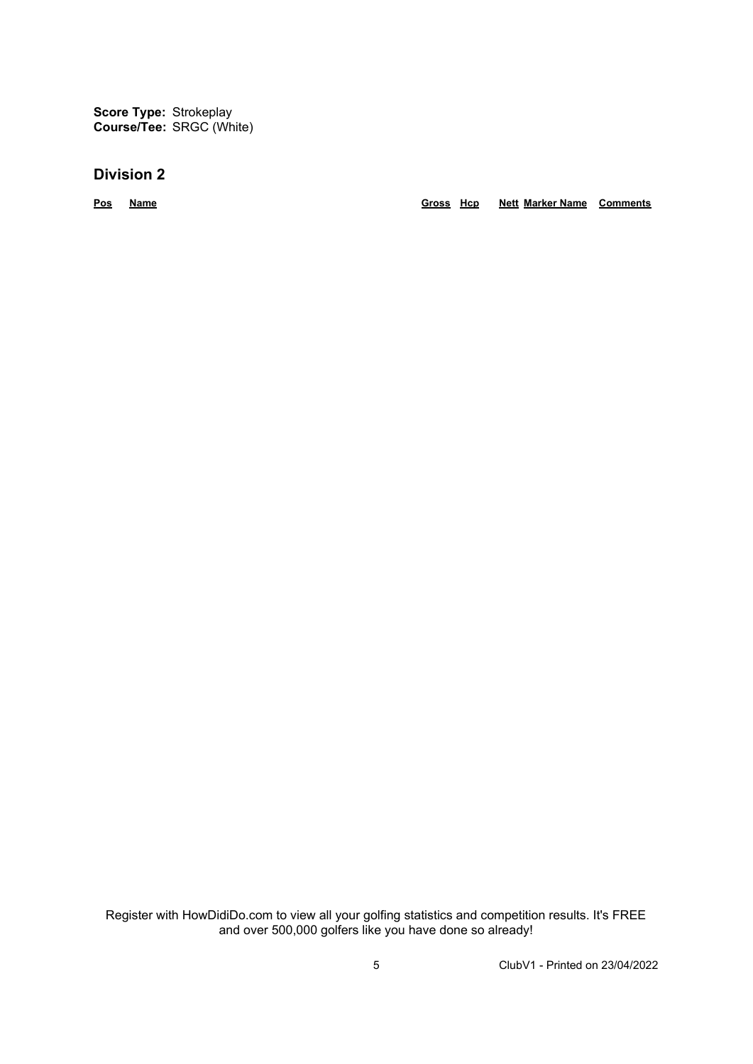**Score Type:** Strokeplay
**Course/Tee:** SRGC (White)

## Division 2

| Pos | Name | Gross | Hcp | Nett | Marker Name | Comments |
|---|---|---|---|---|---|---|

Register with HowDidiDo.com to view all your golfing statistics and competition results. It's FREE and over 500,000 golfers like you have done so already!

ClubV1 - Printed on 23/04/2022